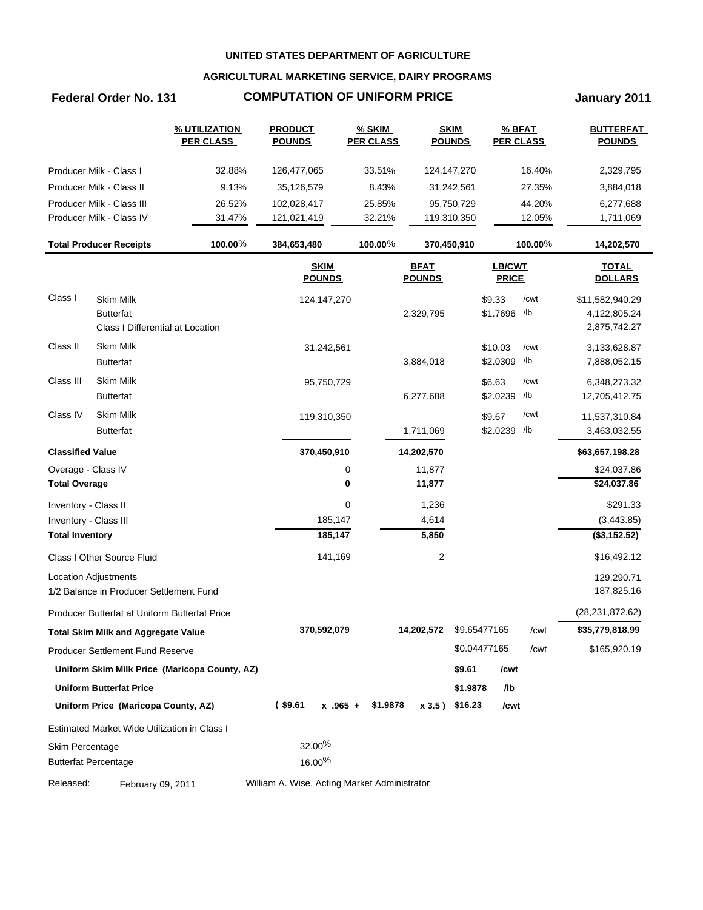**UNITED STATES DEPARTMENT OF AGRICULTURE**

**AGRICULTURAL MARKETING SERVICE, DAIRY PROGRAMS**

**Federal Order No. 131** **COMPUTATION OF UNIFORM PRICE** **January 2011**

| | % UTILIZATION PER CLASS | PRODUCT POUNDS | % SKIM PER CLASS | SKIM POUNDS | % BFAT PER CLASS | BUTTERFAT POUNDS |
|---|---|---|---|---|---|---|
| Producer Milk - Class I | 32.88% | 126,477,065 | 33.51% | 124,147,270 | 16.40% | 2,329,795 |
| Producer Milk - Class II | 9.13% | 35,126,579 | 8.43% | 31,242,561 | 27.35% | 3,884,018 |
| Producer Milk - Class III | 26.52% | 102,028,417 | 25.85% | 95,750,729 | 44.20% | 6,277,688 |
| Producer Milk - Class IV | 31.47% | 121,021,419 | 32.21% | 119,310,350 | 12.05% | 1,711,069 |
| **Total Producer Receipts** | **100.00%** | **384,653,480** | **100.00%** | **370,450,910** | **100.00%** | **14,202,570** |

| | | SKIM POUNDS | BFAT POUNDS | LB/CWT PRICE | | TOTAL DOLLARS |
|---|---|---|---|---|---|---|
| Class I | Skim Milk | 124,147,270 | | $9.33 | /cwt | $11,582,940.29 |
| | Butterfat | | 2,329,795 | $1.7696 | /lb | 4,122,805.24 |
| | Class I Differential at Location | | | | | 2,875,742.27 |
| Class II | Skim Milk | 31,242,561 | | $10.03 | /cwt | 3,133,628.87 |
| | Butterfat | | 3,884,018 | $2.0309 | /lb | 7,888,052.15 |
| Class III | Skim Milk | 95,750,729 | | $6.63 | /cwt | 6,348,273.32 |
| | Butterfat | | 6,277,688 | $2.0239 | /lb | 12,705,412.75 |
| Class IV | Skim Milk | 119,310,350 | | $9.67 | /cwt | 11,537,310.84 |
| | Butterfat | | 1,711,069 | $2.0239 | /lb | 3,463,032.55 |
| **Classified Value** | | **370,450,910** | **14,202,570** | | | **$63,657,198.28** |
| Overage - Class IV | | 0 | 11,877 | | | $24,037.86 |
| **Total Overage** | | **0** | **11,877** | | | **$24,037.86** |
| Inventory - Class II | | 0 | 1,236 | | | $291.33 |
| Inventory - Class III | | 185,147 | 4,614 | | | (3,443.85) |
| **Total Inventory** | | **185,147** | **5,850** | | | **($3,152.52)** |
| Class I Other Source Fluid | | 141,169 | 2 | | | $16,492.12 |
| Location Adjustments | | | | | | 129,290.71 |
| 1/2 Balance in Producer Settlement Fund | | | | | | 187,825.16 |
| Producer Butterfat at Uniform Butterfat Price | | | | | | (28,231,872.62) |
| **Total Skim Milk and Aggregate Value** | | **370,592,079** | **14,202,572** | $9.65477165 | /cwt | **$35,779,818.99** |
| Producer Settlement Fund Reserve | | | | $0.04477165 | /cwt | $165,920.19 |
| **Uniform Skim Milk Price (Maricopa County, AZ)** | | | | **$9.61** | **/cwt** | |
| **Uniform Butterfat Price** | | | | **$1.9878** | **/lb** | |
| **Uniform Price (Maricopa County, AZ)** | | **( $9.61 x .965 +** | **$1.9878 x 3.5 )** | **$16.23** | **/cwt** | |

Estimated Market Wide Utilization in Class I

| | |
|---|---|
| Skim Percentage | 32.00% |
| Butterfat Percentage | 16.00% |

Released: February 09, 2011 William A. Wise, Acting Market Administrator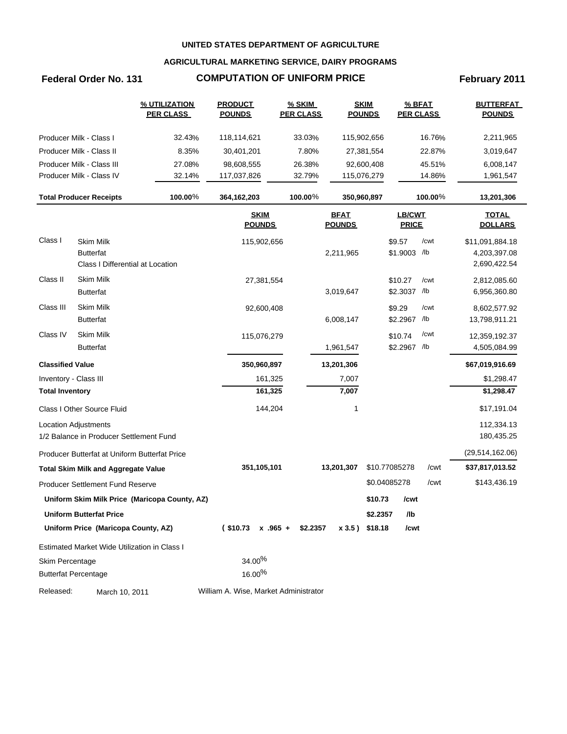**UNITED STATES DEPARTMENT OF AGRICULTURE**

**AGRICULTURAL MARKETING SERVICE, DAIRY PROGRAMS**

**Federal Order No. 131** **COMPUTATION OF UNIFORM PRICE** **February 2011**

| | % UTILIZATION PER CLASS | PRODUCT POUNDS | % SKIM PER CLASS | SKIM POUNDS | % BFAT PER CLASS | BUTTERFAT POUNDS |
|---|---|---|---|---|---|---|
| Producer Milk - Class I | 32.43% | 118,114,621 | 33.03% | 115,902,656 | 16.76% | 2,211,965 |
| Producer Milk - Class II | 8.35% | 30,401,201 | 7.80% | 27,381,554 | 22.87% | 3,019,647 |
| Producer Milk - Class III | 27.08% | 98,608,555 | 26.38% | 92,600,408 | 45.51% | 6,008,147 |
| Producer Milk - Class IV | 32.14% | 117,037,826 | 32.79% | 115,076,279 | 14.86% | 1,961,547 |
| **Total Producer Receipts** | **100.00%** | **364,162,203** | **100.00%** | **350,960,897** | **100.00%** | **13,201,306** |

| | | SKIM POUNDS | BFAT POUNDS | LB/CWT PRICE | | TOTAL DOLLARS |
|---|---|---|---|---|---|---|
| Class I | Skim Milk | 115,902,656 | | $9.57 | /cwt | $11,091,884.18 |
| | Butterfat | | 2,211,965 | $1.9003 | /lb | 4,203,397.08 |
| | Class I Differential at Location | | | | | 2,690,422.54 |
| Class II | Skim Milk | 27,381,554 | | $10.27 | /cwt | 2,812,085.60 |
| | Butterfat | | 3,019,647 | $2.3037 | /lb | 6,956,360.80 |
| Class III | Skim Milk | 92,600,408 | | $9.29 | /cwt | 8,602,577.92 |
| | Butterfat | | 6,008,147 | $2.2967 | /lb | 13,798,911.21 |
| Class IV | Skim Milk | 115,076,279 | | $10.74 | /cwt | 12,359,192.37 |
| | Butterfat | | 1,961,547 | $2.2967 | /lb | 4,505,084.99 |
| **Classified Value** | | **350,960,897** | **13,201,306** | | | **$67,019,916.69** |
| Inventory - Class III | | 161,325 | 7,007 | | | $1,298.47 |
| **Total Inventory** | | **161,325** | **7,007** | | | **$1,298.47** |
| Class I Other Source Fluid | | 144,204 | 1 | | | $17,191.04 |
| Location Adjustments | | | | | | 112,334.13 |
| 1/2 Balance in Producer Settlement Fund | | | | | | 180,435.25 |
| Producer Butterfat at Uniform Butterfat Price | | | | | | (29,514,162.06) |
| **Total Skim Milk and Aggregate Value** | | **351,105,101** | **13,201,307** | $10.77085278 | /cwt | **$37,817,013.52** |
| Producer Settlement Fund Reserve | | | | $0.04085278 | /cwt | $143,436.19 |
| **Uniform Skim Milk Price (Maricopa County, AZ)** | | | | **$10.73** | **/cwt** | |
| **Uniform Butterfat Price** | | | | **$2.2357** | **/lb** | |
| **Uniform Price (Maricopa County, AZ)** | | **( $10.73 x .965 +** | **$2.2357 x 3.5 )** | **$18.18** | **/cwt** | |

Estimated Market Wide Utilization in Class I

| | |
|---|---|
| Skim Percentage | 34.00% |
| Butterfat Percentage | 16.00% |

Released: March 10, 2011 William A. Wise, Market Administrator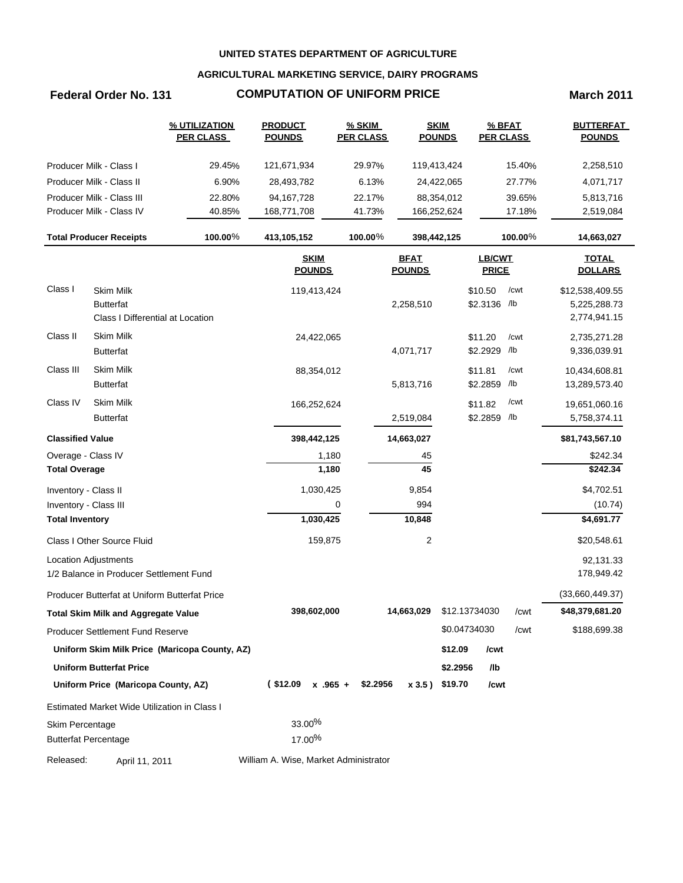**UNITED STATES DEPARTMENT OF AGRICULTURE**

**AGRICULTURAL MARKETING SERVICE, DAIRY PROGRAMS**

**Federal Order No. 131** **COMPUTATION OF UNIFORM PRICE** **March 2011**

| | % UTILIZATION PER CLASS | PRODUCT POUNDS | % SKIM PER CLASS | SKIM POUNDS | % BFAT PER CLASS | BUTTERFAT POUNDS |
|---|---|---|---|---|---|---|
| Producer Milk - Class I | 29.45% | 121,671,934 | 29.97% | 119,413,424 | 15.40% | 2,258,510 |
| Producer Milk - Class II | 6.90% | 28,493,782 | 6.13% | 24,422,065 | 27.77% | 4,071,717 |
| Producer Milk - Class III | 22.80% | 94,167,728 | 22.17% | 88,354,012 | 39.65% | 5,813,716 |
| Producer Milk - Class IV | 40.85% | 168,771,708 | 41.73% | 166,252,624 | 17.18% | 2,519,084 |
| **Total Producer Receipts** | **100.00%** | **413,105,152** | **100.00%** | **398,442,125** | **100.00%** | **14,663,027** |

| | | SKIM POUNDS | BFAT POUNDS | LB/CWT PRICE | | TOTAL DOLLARS |
|---|---|---|---|---|---|---|
| Class I | Skim Milk | 119,413,424 | | $10.50 | /cwt | $12,538,409.55 |
| | Butterfat | | 2,258,510 | $2.3136 | /lb | 5,225,288.73 |
| | Class I Differential at Location | | | | | 2,774,941.15 |
| Class II | Skim Milk | 24,422,065 | | $11.20 | /cwt | 2,735,271.28 |
| | Butterfat | | 4,071,717 | $2.2929 | /lb | 9,336,039.91 |
| Class III | Skim Milk | 88,354,012 | | $11.81 | /cwt | 10,434,608.81 |
| | Butterfat | | 5,813,716 | $2.2859 | /lb | 13,289,573.40 |
| Class IV | Skim Milk | 166,252,624 | | $11.82 | /cwt | 19,651,060.16 |
| | Butterfat | | 2,519,084 | $2.2859 | /lb | 5,758,374.11 |
| **Classified Value** | | **398,442,125** | **14,663,027** | | | **$81,743,567.10** |
| Overage - Class IV | | 1,180 | 45 | | | $242.34 |
| **Total Overage** | | **1,180** | **45** | | | **$242.34** |
| Inventory - Class II | | 1,030,425 | 9,854 | | | $4,702.51 |
| Inventory - Class III | | 0 | 994 | | | (10.74) |
| **Total Inventory** | | **1,030,425** | **10,848** | | | **$4,691.77** |
| Class I Other Source Fluid | | 159,875 | 2 | | | $20,548.61 |
| Location Adjustments | | | | | | 92,131.33 |
| 1/2 Balance in Producer Settlement Fund | | | | | | 178,949.42 |
| Producer Butterfat at Uniform Butterfat Price | | | | | | (33,660,449.37) |
| **Total Skim Milk and Aggregate Value** | | **398,602,000** | **14,663,029** | $12.13734030 | /cwt | **$48,379,681.20** |
| Producer Settlement Fund Reserve | | | | $0.04734030 | /cwt | $188,699.38 |
| **Uniform Skim Milk Price (Maricopa County, AZ)** | | | | **$12.09** | **/cwt** | |
| **Uniform Butterfat Price** | | | | **$2.2956** | **/lb** | |
| **Uniform Price (Maricopa County, AZ)** | | **( $12.09 x .965 +** | **$2.2956 x 3.5 )** | **$19.70** | **/cwt** | |

Estimated Market Wide Utilization in Class I

| | |
|---|---|
| Skim Percentage | 33.00% |
| Butterfat Percentage | 17.00% |

Released: April 11, 2011 William A. Wise, Market Administrator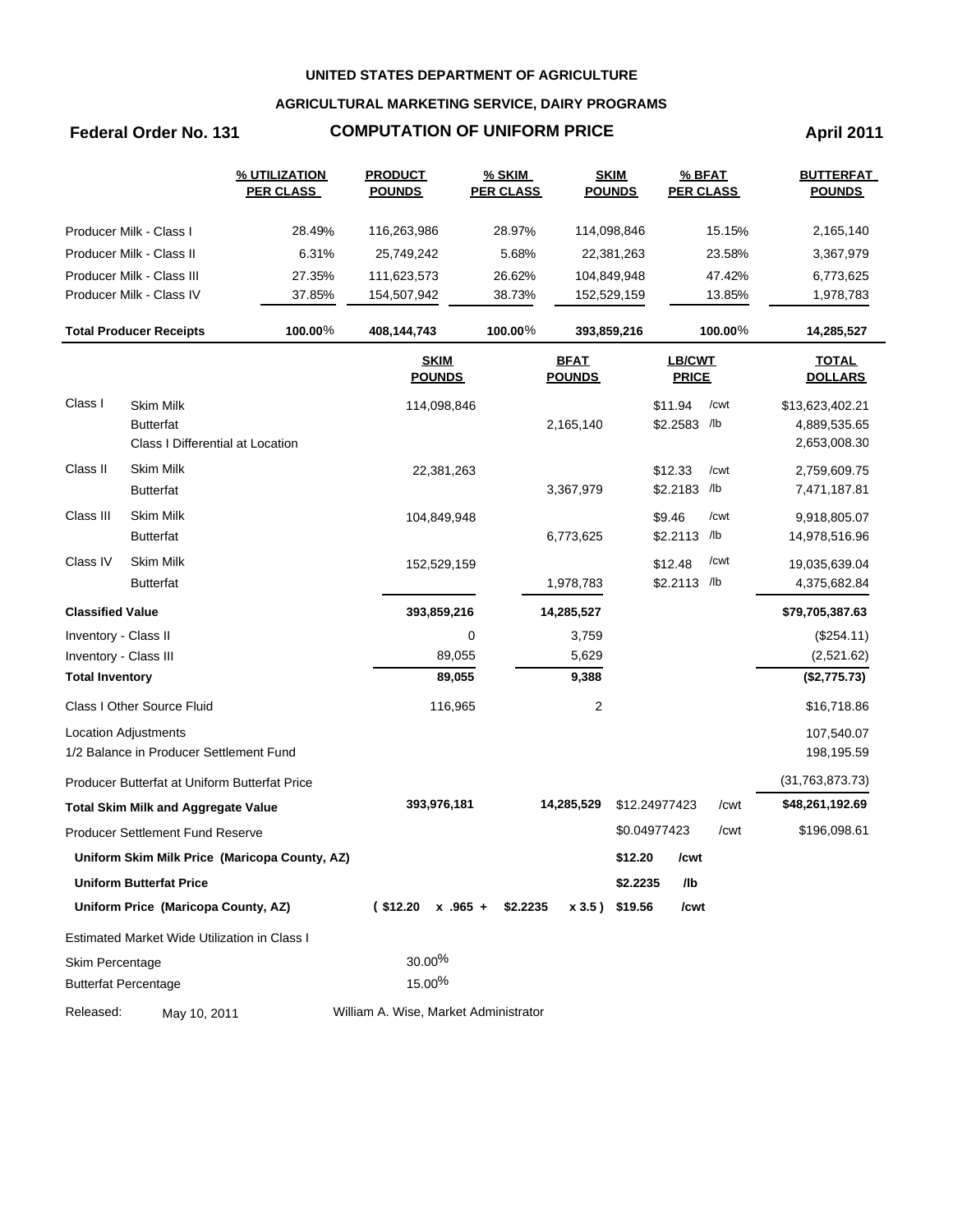**UNITED STATES DEPARTMENT OF AGRICULTURE**

**AGRICULTURAL MARKETING SERVICE, DAIRY PROGRAMS**

**Federal Order No. 131** **COMPUTATION OF UNIFORM PRICE** **April 2011**

| | % UTILIZATION PER CLASS | PRODUCT POUNDS | % SKIM PER CLASS | SKIM POUNDS | % BFAT PER CLASS | BUTTERFAT POUNDS |
|---|---|---|---|---|---|---|
| Producer Milk - Class I | 28.49% | 116,263,986 | 28.97% | 114,098,846 | 15.15% | 2,165,140 |
| Producer Milk - Class II | 6.31% | 25,749,242 | 5.68% | 22,381,263 | 23.58% | 3,367,979 |
| Producer Milk - Class III | 27.35% | 111,623,573 | 26.62% | 104,849,948 | 47.42% | 6,773,625 |
| Producer Milk - Class IV | 37.85% | 154,507,942 | 38.73% | 152,529,159 | 13.85% | 1,978,783 |
| **Total Producer Receipts** | **100.00%** | **408,144,743** | **100.00%** | **393,859,216** | **100.00%** | **14,285,527** |

| | | SKIM POUNDS | BFAT POUNDS | LB/CWT PRICE | | TOTAL DOLLARS |
|---|---|---|---|---|---|---|
| Class I | Skim Milk | 114,098,846 | | $11.94 | /cwt | $13,623,402.21 |
| | Butterfat | | 2,165,140 | $2.2583 | /lb | 4,889,535.65 |
| | Class I Differential at Location | | | | | 2,653,008.30 |
| Class II | Skim Milk | 22,381,263 | | $12.33 | /cwt | 2,759,609.75 |
| | Butterfat | | 3,367,979 | $2.2183 | /lb | 7,471,187.81 |
| Class III | Skim Milk | 104,849,948 | | $9.46 | /cwt | 9,918,805.07 |
| | Butterfat | | 6,773,625 | $2.2113 | /lb | 14,978,516.96 |
| Class IV | Skim Milk | 152,529,159 | | $12.48 | /cwt | 19,035,639.04 |
| | Butterfat | | 1,978,783 | $2.2113 | /lb | 4,375,682.84 |
| **Classified Value** | | **393,859,216** | **14,285,527** | | | **$79,705,387.63** |
| Inventory - Class II | | 0 | 3,759 | | | ($254.11) |
| Inventory - Class III | | 89,055 | 5,629 | | | (2,521.62) |
| **Total Inventory** | | **89,055** | **9,388** | | | **($2,775.73)** |
| Class I Other Source Fluid | | 116,965 | 2 | | | $16,718.86 |
| Location Adjustments | | | | | | 107,540.07 |
| 1/2 Balance in Producer Settlement Fund | | | | | | 198,195.59 |
| Producer Butterfat at Uniform Butterfat Price | | | | | | (31,763,873.73) |
| **Total Skim Milk and Aggregate Value** | | **393,976,181** | **14,285,529** | $12.24977423 | /cwt | **$48,261,192.69** |
| Producer Settlement Fund Reserve | | | | $0.04977423 | /cwt | $196,098.61 |
| **Uniform Skim Milk Price (Maricopa County, AZ)** | | | | **$12.20** | **/cwt** | |
| **Uniform Butterfat Price** | | | | **$2.2235** | **/lb** | |
| **Uniform Price (Maricopa County, AZ)** | | **( $12.20 x .965 +** | **$2.2235 x 3.5 )** | **$19.56** | **/cwt** | |

Estimated Market Wide Utilization in Class I

| | |
|---|---|
| Skim Percentage | 30.00% |
| Butterfat Percentage | 15.00% |

Released: May 10, 2011 William A. Wise, Market Administrator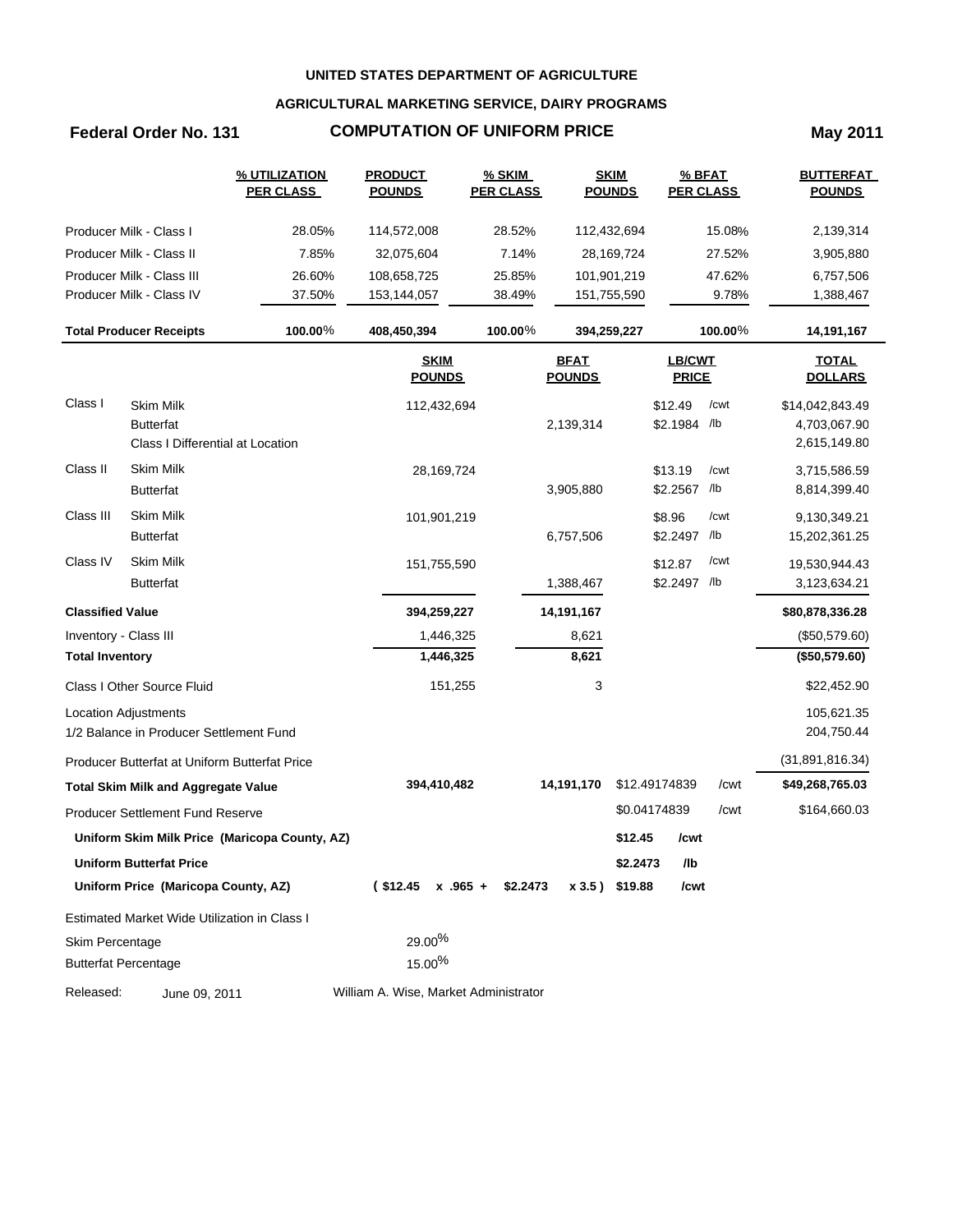**UNITED STATES DEPARTMENT OF AGRICULTURE**

**AGRICULTURAL MARKETING SERVICE, DAIRY PROGRAMS**

## Federal Order No. 131 — COMPUTATION OF UNIFORM PRICE — May 2011

| | % UTILIZATION PER CLASS | PRODUCT POUNDS | % SKIM PER CLASS | SKIM POUNDS | % BFAT PER CLASS | BUTTERFAT POUNDS |
|---|---|---|---|---|---|---|
| Producer Milk - Class I | 28.05% | 114,572,008 | 28.52% | 112,432,694 | 15.08% | 2,139,314 |
| Producer Milk - Class II | 7.85% | 32,075,604 | 7.14% | 28,169,724 | 27.52% | 3,905,880 |
| Producer Milk - Class III | 26.60% | 108,658,725 | 25.85% | 101,901,219 | 47.62% | 6,757,506 |
| Producer Milk - Class IV | 37.50% | 153,144,057 | 38.49% | 151,755,590 | 9.78% | 1,388,467 |
| **Total Producer Receipts** | **100.00%** | **408,450,394** | **100.00%** | **394,259,227** | **100.00%** | **14,191,167** |

| | | SKIM POUNDS | BFAT POUNDS | LB/CWT PRICE | | TOTAL DOLLARS |
|---|---|---|---|---|---|---|
| Class I | Skim Milk | 112,432,694 | | $12.49 | /cwt | $14,042,843.49 |
| | Butterfat | | 2,139,314 | $2.1984 | /lb | 4,703,067.90 |
| | Class I Differential at Location | | | | | 2,615,149.80 |
| Class II | Skim Milk | 28,169,724 | | $13.19 | /cwt | 3,715,586.59 |
| | Butterfat | | 3,905,880 | $2.2567 | /lb | 8,814,399.40 |
| Class III | Skim Milk | 101,901,219 | | $8.96 | /cwt | 9,130,349.21 |
| | Butterfat | | 6,757,506 | $2.2497 | /lb | 15,202,361.25 |
| Class IV | Skim Milk | 151,755,590 | | $12.87 | /cwt | 19,530,944.43 |
| | Butterfat | | 1,388,467 | $2.2497 | /lb | 3,123,634.21 |
| **Classified Value** | | **394,259,227** | **14,191,167** | | | **$80,878,336.28** |
| Inventory - Class III | | 1,446,325 | 8,621 | | | ($50,579.60) |
| **Total Inventory** | | **1,446,325** | **8,621** | | | **($50,579.60)** |
| Class I Other Source Fluid | | 151,255 | 3 | | | $22,452.90 |
| Location Adjustments | | | | | | 105,621.35 |
| 1/2 Balance in Producer Settlement Fund | | | | | | 204,750.44 |
| Producer Butterfat at Uniform Butterfat Price | | | | | | (31,891,816.34) |
| **Total Skim Milk and Aggregate Value** | | **394,410,482** | **14,191,170** | $12.49174839 | /cwt | **$49,268,765.03** |
| Producer Settlement Fund Reserve | | | | $0.04174839 | /cwt | $164,660.03 |
| **Uniform Skim Milk Price (Maricopa County, AZ)** | | | | **$12.45** | **/cwt** | |
| **Uniform Butterfat Price** | | | | **$2.2473** | **/lb** | |
| **Uniform Price (Maricopa County, AZ)** | | **( $12.45 x .965 +** | **$2.2473 x 3.5 )** | **$19.88** | **/cwt** | |

Estimated Market Wide Utilization in Class I

| | |
|---|---|
| Skim Percentage | 29.00% |
| Butterfat Percentage | 15.00% |

Released: June 09, 2011 — William A. Wise, Market Administrator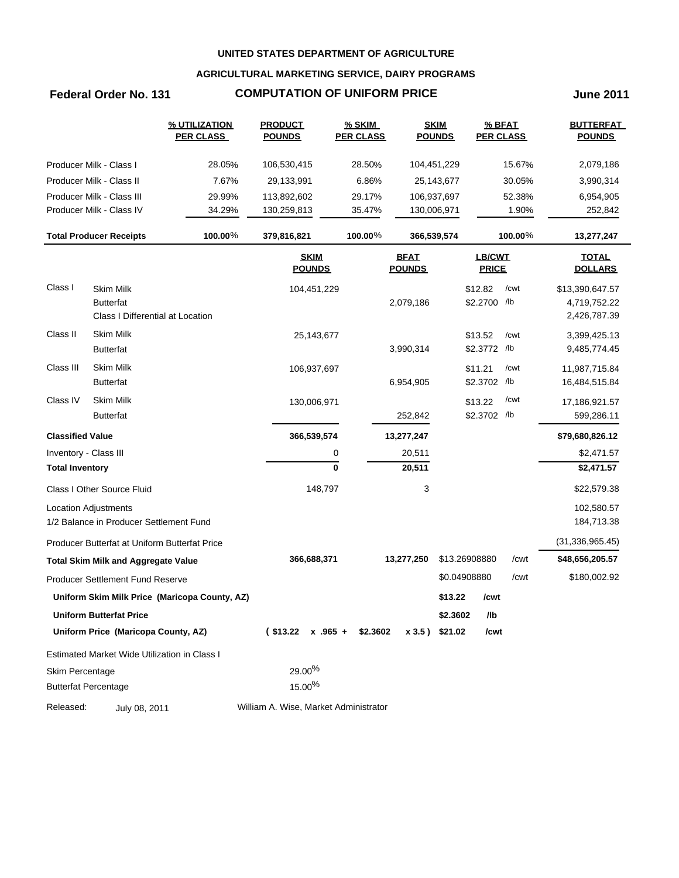**UNITED STATES DEPARTMENT OF AGRICULTURE**

**AGRICULTURAL MARKETING SERVICE, DAIRY PROGRAMS**

**Federal Order No. 131** **COMPUTATION OF UNIFORM PRICE** **June 2011**

| | % UTILIZATION PER CLASS | PRODUCT POUNDS | % SKIM PER CLASS | SKIM POUNDS | % BFAT PER CLASS | BUTTERFAT POUNDS |
|---|---|---|---|---|---|---|
| Producer Milk - Class I | 28.05% | 106,530,415 | 28.50% | 104,451,229 | 15.67% | 2,079,186 |
| Producer Milk - Class II | 7.67% | 29,133,991 | 6.86% | 25,143,677 | 30.05% | 3,990,314 |
| Producer Milk - Class III | 29.99% | 113,892,602 | 29.17% | 106,937,697 | 52.38% | 6,954,905 |
| Producer Milk - Class IV | 34.29% | 130,259,813 | 35.47% | 130,006,971 | 1.90% | 252,842 |
| **Total Producer Receipts** | **100.00%** | **379,816,821** | **100.00%** | **366,539,574** | **100.00%** | **13,277,247** |

| | | SKIM POUNDS | BFAT POUNDS | LB/CWT PRICE | | TOTAL DOLLARS |
|---|---|---|---|---|---|---|
| Class I | Skim Milk | 104,451,229 | | $12.82 | /cwt | $13,390,647.57 |
| | Butterfat | | 2,079,186 | $2.2700 | /lb | 4,719,752.22 |
| | Class I Differential at Location | | | | | 2,426,787.39 |
| Class II | Skim Milk | 25,143,677 | | $13.52 | /cwt | 3,399,425.13 |
| | Butterfat | | 3,990,314 | $2.3772 | /lb | 9,485,774.45 |
| Class III | Skim Milk | 106,937,697 | | $11.21 | /cwt | 11,987,715.84 |
| | Butterfat | | 6,954,905 | $2.3702 | /lb | 16,484,515.84 |
| Class IV | Skim Milk | 130,006,971 | | $13.22 | /cwt | 17,186,921.57 |
| | Butterfat | | 252,842 | $2.3702 | /lb | 599,286.11 |
| **Classified Value** | | **366,539,574** | **13,277,247** | | | **$79,680,826.12** |
| Inventory - Class III | | 0 | 20,511 | | | $2,471.57 |
| **Total Inventory** | | **0** | **20,511** | | | **$2,471.57** |
| Class I Other Source Fluid | | 148,797 | 3 | | | $22,579.38 |
| Location Adjustments | | | | | | 102,580.57 |
| 1/2 Balance in Producer Settlement Fund | | | | | | 184,713.38 |
| Producer Butterfat at Uniform Butterfat Price | | | | | | (31,336,965.45) |
| **Total Skim Milk and Aggregate Value** | | **366,688,371** | **13,277,250** | $13.26908880 | /cwt | **$48,656,205.57** |
| Producer Settlement Fund Reserve | | | | $0.04908880 | /cwt | $180,002.92 |
| **Uniform Skim Milk Price (Maricopa County, AZ)** | | | | **$13.22** | **/cwt** | |
| **Uniform Butterfat Price** | | | | **$2.3602** | **/lb** | |
| **Uniform Price (Maricopa County, AZ)** | | **( $13.22 x .965 +** | **$2.3602 x 3.5 )** | **$21.02** | **/cwt** | |

Estimated Market Wide Utilization in Class I

| | |
|---|---|
| Skim Percentage | 29.00% |
| Butterfat Percentage | 15.00% |

Released: July 08, 2011 William A. Wise, Market Administrator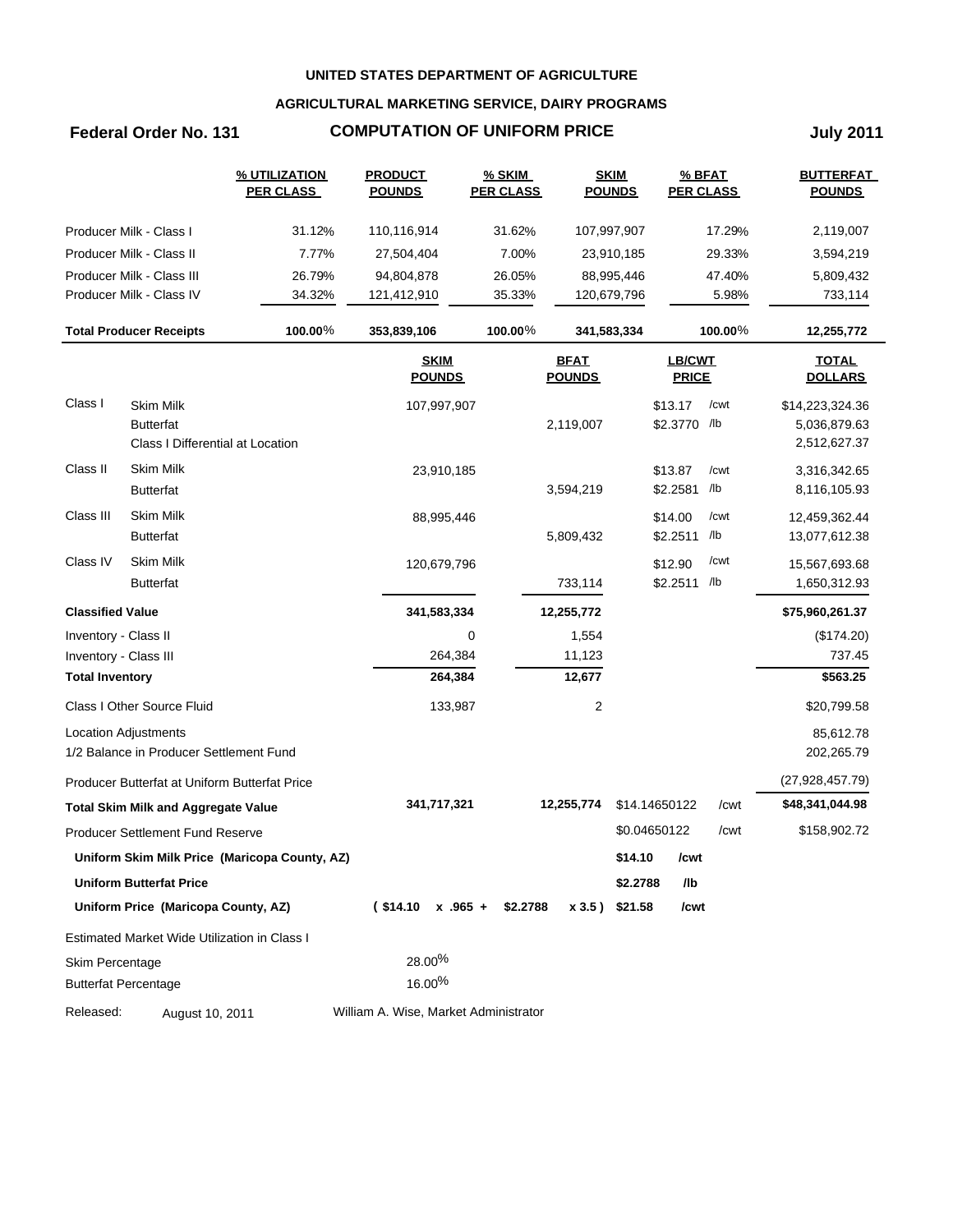**UNITED STATES DEPARTMENT OF AGRICULTURE**

**AGRICULTURAL MARKETING SERVICE, DAIRY PROGRAMS**

**Federal Order No. 131** **COMPUTATION OF UNIFORM PRICE** **July 2011**

| | % UTILIZATION PER CLASS | PRODUCT POUNDS | % SKIM PER CLASS | SKIM POUNDS | % BFAT PER CLASS | BUTTERFAT POUNDS |
|---|---|---|---|---|---|---|
| Producer Milk - Class I | 31.12% | 110,116,914 | 31.62% | 107,997,907 | 17.29% | 2,119,007 |
| Producer Milk - Class II | 7.77% | 27,504,404 | 7.00% | 23,910,185 | 29.33% | 3,594,219 |
| Producer Milk - Class III | 26.79% | 94,804,878 | 26.05% | 88,995,446 | 47.40% | 5,809,432 |
| Producer Milk - Class IV | 34.32% | 121,412,910 | 35.33% | 120,679,796 | 5.98% | 733,114 |
| **Total Producer Receipts** | **100.00%** | **353,839,106** | **100.00%** | **341,583,334** | **100.00%** | **12,255,772** |

| | | SKIM POUNDS | BFAT POUNDS | LB/CWT PRICE | | TOTAL DOLLARS |
|---|---|---|---|---|---|---|
| Class I | Skim Milk | 107,997,907 | | $13.17 | /cwt | $14,223,324.36 |
| | Butterfat | | 2,119,007 | $2.3770 | /lb | 5,036,879.63 |
| | Class I Differential at Location | | | | | 2,512,627.37 |
| Class II | Skim Milk | 23,910,185 | | $13.87 | /cwt | 3,316,342.65 |
| | Butterfat | | 3,594,219 | $2.2581 | /lb | 8,116,105.93 |
| Class III | Skim Milk | 88,995,446 | | $14.00 | /cwt | 12,459,362.44 |
| | Butterfat | | 5,809,432 | $2.2511 | /lb | 13,077,612.38 |
| Class IV | Skim Milk | 120,679,796 | | $12.90 | /cwt | 15,567,693.68 |
| | Butterfat | | 733,114 | $2.2511 | /lb | 1,650,312.93 |
| **Classified Value** | | **341,583,334** | **12,255,772** | | | **$75,960,261.37** |
| Inventory - Class II | | 0 | 1,554 | | | ($174.20) |
| Inventory - Class III | | 264,384 | 11,123 | | | 737.45 |
| **Total Inventory** | | **264,384** | **12,677** | | | **$563.25** |
| Class I Other Source Fluid | | 133,987 | 2 | | | $20,799.58 |
| Location Adjustments | | | | | | 85,612.78 |
| 1/2 Balance in Producer Settlement Fund | | | | | | 202,265.79 |
| Producer Butterfat at Uniform Butterfat Price | | | | | | (27,928,457.79) |
| **Total Skim Milk and Aggregate Value** | | **341,717,321** | **12,255,774** | $14.14650122 | /cwt | **$48,341,044.98** |
| Producer Settlement Fund Reserve | | | | $0.04650122 | /cwt | $158,902.72 |
| **Uniform Skim Milk Price (Maricopa County, AZ)** | | | | **$14.10** | **/cwt** | |
| **Uniform Butterfat Price** | | | | **$2.2788** | **/lb** | |
| **Uniform Price (Maricopa County, AZ)** | | **( $14.10 x .965 +** | **$2.2788 x 3.5 )** | **$21.58** | **/cwt** | |

Estimated Market Wide Utilization in Class I

| | |
|---|---|
| Skim Percentage | 28.00% |
| Butterfat Percentage | 16.00% |

Released: August 10, 2011 William A. Wise, Market Administrator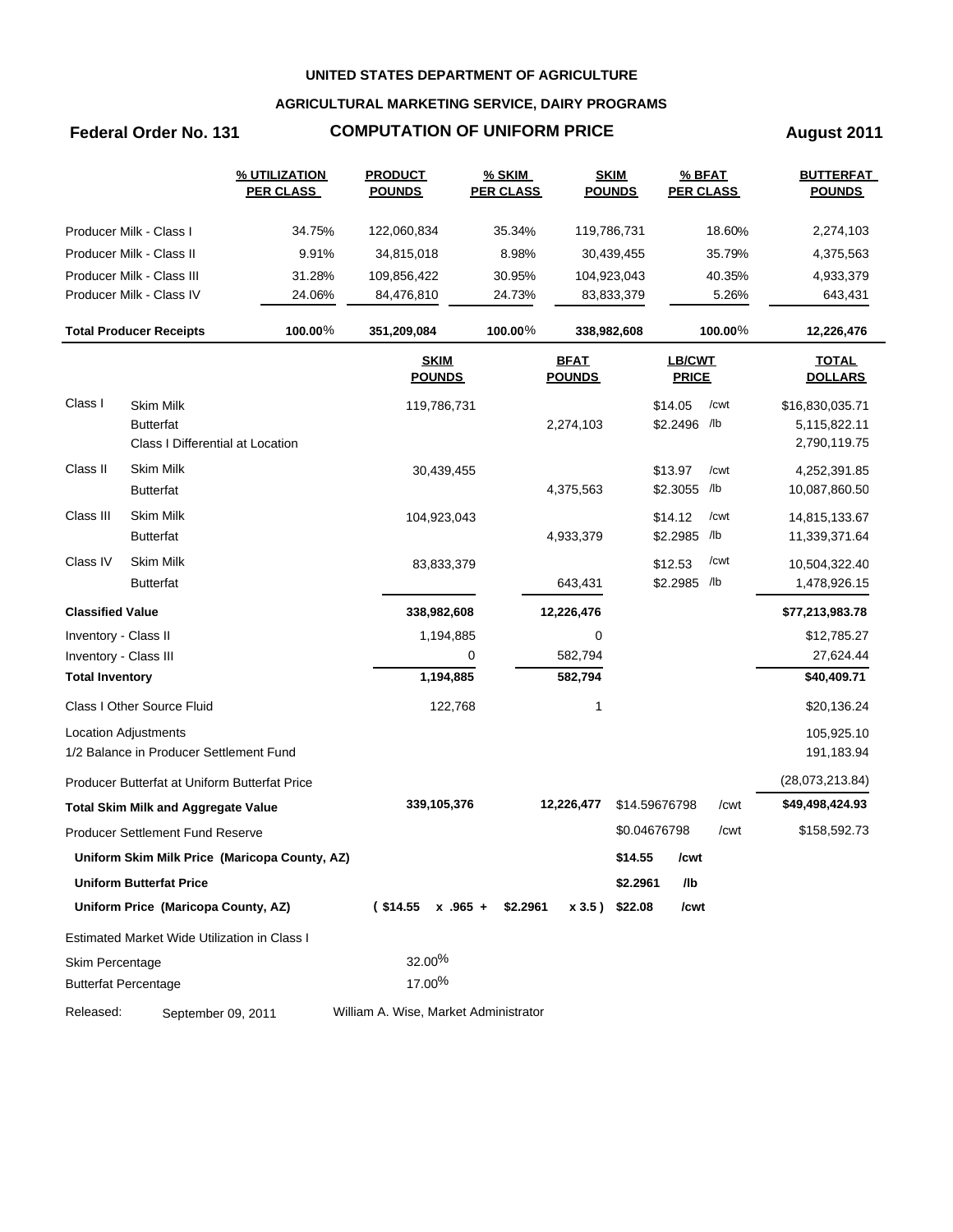**UNITED STATES DEPARTMENT OF AGRICULTURE**

**AGRICULTURAL MARKETING SERVICE, DAIRY PROGRAMS**

**Federal Order No. 131** | **COMPUTATION OF UNIFORM PRICE** | **August 2011**

| | % UTILIZATION PER CLASS | PRODUCT POUNDS | % SKIM PER CLASS | SKIM POUNDS | % BFAT PER CLASS | BUTTERFAT POUNDS |
|---|---|---|---|---|---|---|
| Producer Milk - Class I | 34.75% | 122,060,834 | 35.34% | 119,786,731 | 18.60% | 2,274,103 |
| Producer Milk - Class II | 9.91% | 34,815,018 | 8.98% | 30,439,455 | 35.79% | 4,375,563 |
| Producer Milk - Class III | 31.28% | 109,856,422 | 30.95% | 104,923,043 | 40.35% | 4,933,379 |
| Producer Milk - Class IV | 24.06% | 84,476,810 | 24.73% | 83,833,379 | 5.26% | 643,431 |
| **Total Producer Receipts** | **100.00%** | **351,209,084** | **100.00%** | **338,982,608** | **100.00%** | **12,226,476** |

| | | SKIM POUNDS | BFAT POUNDS | LB/CWT PRICE | | TOTAL DOLLARS |
|---|---|---|---|---|---|---|
| Class I | Skim Milk | 119,786,731 | | $14.05 | /cwt | $16,830,035.71 |
| | Butterfat | | 2,274,103 | $2.2496 | /lb | 5,115,822.11 |
| | Class I Differential at Location | | | | | 2,790,119.75 |
| Class II | Skim Milk | 30,439,455 | | $13.97 | /cwt | 4,252,391.85 |
| | Butterfat | | 4,375,563 | $2.3055 | /lb | 10,087,860.50 |
| Class III | Skim Milk | 104,923,043 | | $14.12 | /cwt | 14,815,133.67 |
| | Butterfat | | 4,933,379 | $2.2985 | /lb | 11,339,371.64 |
| Class IV | Skim Milk | 83,833,379 | | $12.53 | /cwt | 10,504,322.40 |
| | Butterfat | | 643,431 | $2.2985 | /lb | 1,478,926.15 |
| **Classified Value** | | **338,982,608** | **12,226,476** | | | **$77,213,983.78** |
| Inventory - Class II | | 1,194,885 | 0 | | | $12,785.27 |
| Inventory - Class III | | 0 | 582,794 | | | 27,624.44 |
| **Total Inventory** | | **1,194,885** | **582,794** | | | **$40,409.71** |
| Class I Other Source Fluid | | 122,768 | 1 | | | $20,136.24 |
| Location Adjustments | | | | | | 105,925.10 |
| 1/2 Balance in Producer Settlement Fund | | | | | | 191,183.94 |
| Producer Butterfat at Uniform Butterfat Price | | | | | | (28,073,213.84) |
| **Total Skim Milk and Aggregate Value** | | **339,105,376** | **12,226,477** | $14.59676798 | /cwt | **$49,498,424.93** |
| Producer Settlement Fund Reserve | | | | $0.04676798 | /cwt | $158,592.73 |
| **Uniform Skim Milk Price (Maricopa County, AZ)** | | | | **$14.55** | **/cwt** | |
| **Uniform Butterfat Price** | | | | **$2.2961** | **/lb** | |
| **Uniform Price (Maricopa County, AZ)** | | **( $14.55 x .965 +** | **$2.2961 x 3.5 )** | **$22.08** | **/cwt** | |

Estimated Market Wide Utilization in Class I

| | |
|---|---|
| Skim Percentage | 32.00% |
| Butterfat Percentage | 17.00% |

Released: September 09, 2011 — William A. Wise, Market Administrator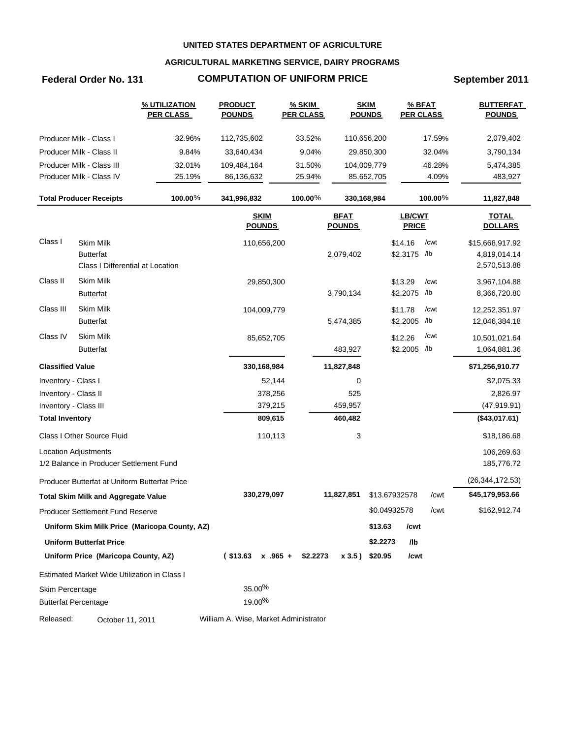**UNITED STATES DEPARTMENT OF AGRICULTURE**

**AGRICULTURAL MARKETING SERVICE, DAIRY PROGRAMS**

**Federal Order No. 131** | **COMPUTATION OF UNIFORM PRICE** | **September 2011**

| | % UTILIZATION PER CLASS | PRODUCT POUNDS | % SKIM PER CLASS | SKIM POUNDS | % BFAT PER CLASS | BUTTERFAT POUNDS |
|---|---|---|---|---|---|---|
| Producer Milk - Class I | 32.96% | 112,735,602 | 33.52% | 110,656,200 | 17.59% | 2,079,402 |
| Producer Milk - Class II | 9.84% | 33,640,434 | 9.04% | 29,850,300 | 32.04% | 3,790,134 |
| Producer Milk - Class III | 32.01% | 109,484,164 | 31.50% | 104,009,779 | 46.28% | 5,474,385 |
| Producer Milk - Class IV | 25.19% | 86,136,632 | 25.94% | 85,652,705 | 4.09% | 483,927 |
| **Total Producer Receipts** | **100.00%** | **341,996,832** | **100.00%** | **330,168,984** | **100.00%** | **11,827,848** |

| | | SKIM POUNDS | BFAT POUNDS | LB/CWT PRICE | | TOTAL DOLLARS |
|---|---|---|---|---|---|---|
| Class I | Skim Milk | 110,656,200 | | $14.16 | /cwt | $15,668,917.92 |
| | Butterfat | | 2,079,402 | $2.3175 | /lb | 4,819,014.14 |
| | Class I Differential at Location | | | | | 2,570,513.88 |
| Class II | Skim Milk | 29,850,300 | | $13.29 | /cwt | 3,967,104.88 |
| | Butterfat | | 3,790,134 | $2.2075 | /lb | 8,366,720.80 |
| Class III | Skim Milk | 104,009,779 | | $11.78 | /cwt | 12,252,351.97 |
| | Butterfat | | 5,474,385 | $2.2005 | /lb | 12,046,384.18 |
| Class IV | Skim Milk | 85,652,705 | | $12.26 | /cwt | 10,501,021.64 |
| | Butterfat | | 483,927 | $2.2005 | /lb | 1,064,881.36 |
| **Classified Value** | | **330,168,984** | **11,827,848** | | | **$71,256,910.77** |
| Inventory - Class I | | 52,144 | 0 | | | $2,075.33 |
| Inventory - Class II | | 378,256 | 525 | | | 2,826.97 |
| Inventory - Class III | | 379,215 | 459,957 | | | (47,919.91) |
| **Total Inventory** | | **809,615** | **460,482** | | | **($43,017.61)** |
| Class I Other Source Fluid | | 110,113 | 3 | | | $18,186.68 |
| Location Adjustments | | | | | | 106,269.63 |
| 1/2 Balance in Producer Settlement Fund | | | | | | 185,776.72 |
| Producer Butterfat at Uniform Butterfat Price | | | | | | (26,344,172.53) |
| **Total Skim Milk and Aggregate Value** | | **330,279,097** | **11,827,851** | $13.67932578 | /cwt | **$45,179,953.66** |
| Producer Settlement Fund Reserve | | | | $0.04932578 | /cwt | $162,912.74 |
| **Uniform Skim Milk Price (Maricopa County, AZ)** | | | | **$13.63** | **/cwt** | |
| **Uniform Butterfat Price** | | | | **$2.2273** | **/lb** | |
| **Uniform Price (Maricopa County, AZ)** | | **( $13.63 x .965 +** | **$2.2273 x 3.5 )** | **$20.95** | **/cwt** | |

Estimated Market Wide Utilization in Class I

| | |
|---|---|
| Skim Percentage | 35.00% |
| Butterfat Percentage | 19.00% |

Released: October 11, 2011 — William A. Wise, Market Administrator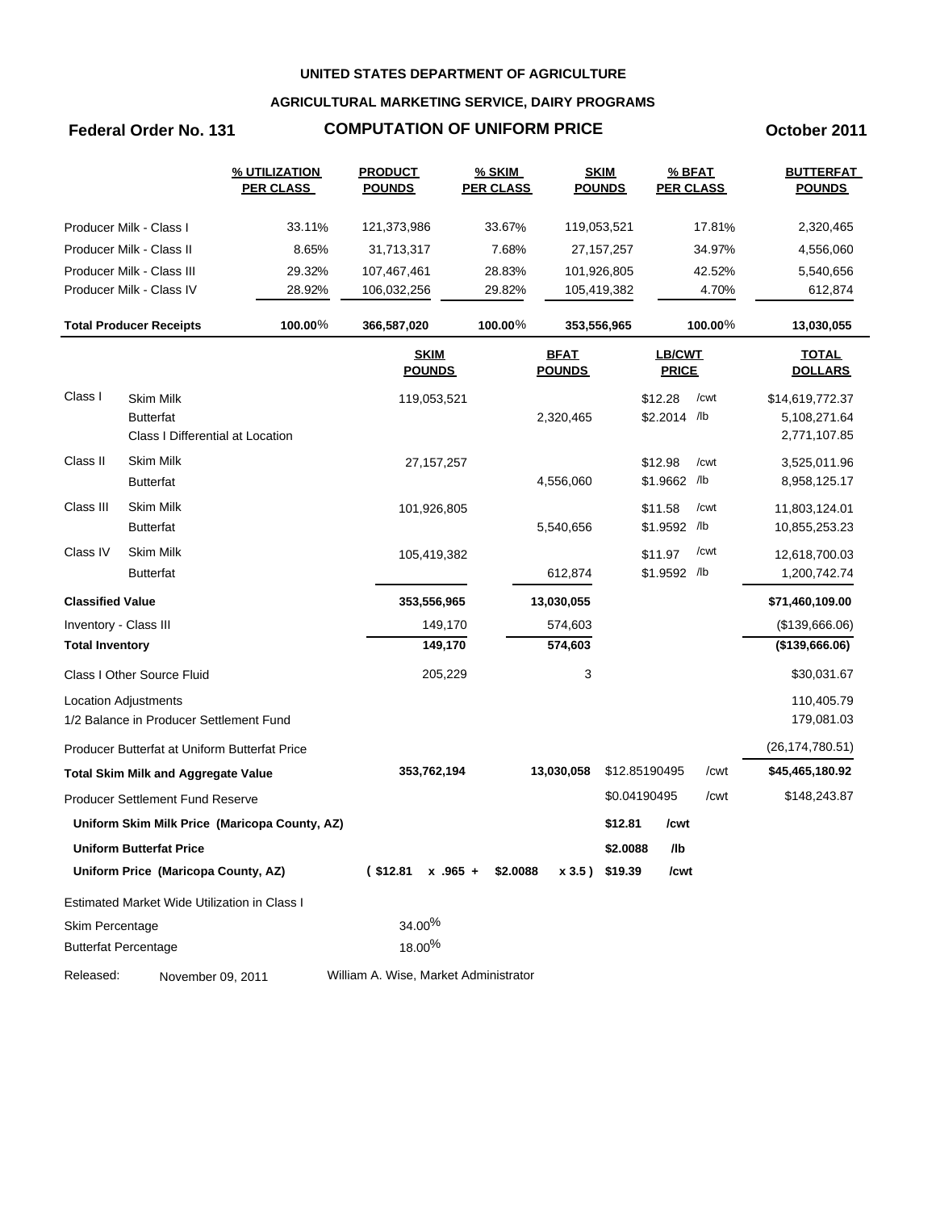**UNITED STATES DEPARTMENT OF AGRICULTURE**

**AGRICULTURAL MARKETING SERVICE, DAIRY PROGRAMS**

**Federal Order No. 131** **COMPUTATION OF UNIFORM PRICE** **October 2011**

| | % UTILIZATION PER CLASS | PRODUCT POUNDS | % SKIM PER CLASS | SKIM POUNDS | % BFAT PER CLASS | BUTTERFAT POUNDS |
|---|---|---|---|---|---|---|
| Producer Milk - Class I | 33.11% | 121,373,986 | 33.67% | 119,053,521 | 17.81% | 2,320,465 |
| Producer Milk - Class II | 8.65% | 31,713,317 | 7.68% | 27,157,257 | 34.97% | 4,556,060 |
| Producer Milk - Class III | 29.32% | 107,467,461 | 28.83% | 101,926,805 | 42.52% | 5,540,656 |
| Producer Milk - Class IV | 28.92% | 106,032,256 | 29.82% | 105,419,382 | 4.70% | 612,874 |
| **Total Producer Receipts** | **100.00%** | **366,587,020** | **100.00%** | **353,556,965** | **100.00%** | **13,030,055** |

| | | SKIM POUNDS | BFAT POUNDS | LB/CWT PRICE | | TOTAL DOLLARS |
|---|---|---|---|---|---|---|
| Class I | Skim Milk | 119,053,521 | | $12.28 | /cwt | $14,619,772.37 |
| | Butterfat | | 2,320,465 | $2.2014 | /lb | 5,108,271.64 |
| | Class I Differential at Location | | | | | 2,771,107.85 |
| Class II | Skim Milk | 27,157,257 | | $12.98 | /cwt | 3,525,011.96 |
| | Butterfat | | 4,556,060 | $1.9662 | /lb | 8,958,125.17 |
| Class III | Skim Milk | 101,926,805 | | $11.58 | /cwt | 11,803,124.01 |
| | Butterfat | | 5,540,656 | $1.9592 | /lb | 10,855,253.23 |
| Class IV | Skim Milk | 105,419,382 | | $11.97 | /cwt | 12,618,700.03 |
| | Butterfat | | 612,874 | $1.9592 | /lb | 1,200,742.74 |
| **Classified Value** | | **353,556,965** | **13,030,055** | | | **$71,460,109.00** |
| Inventory - Class III | | 149,170 | 574,603 | | | ($139,666.06) |
| **Total Inventory** | | **149,170** | **574,603** | | | **($139,666.06)** |
| Class I Other Source Fluid | | 205,229 | 3 | | | $30,031.67 |
| Location Adjustments | | | | | | 110,405.79 |
| 1/2 Balance in Producer Settlement Fund | | | | | | 179,081.03 |
| Producer Butterfat at Uniform Butterfat Price | | | | | | (26,174,780.51) |
| **Total Skim Milk and Aggregate Value** | | **353,762,194** | **13,030,058** | $12.85190495 | /cwt | **$45,465,180.92** |
| Producer Settlement Fund Reserve | | | | $0.04190495 | /cwt | $148,243.87 |
| **Uniform Skim Milk Price (Maricopa County, AZ)** | | | | **$12.81** | **/cwt** | |
| **Uniform Butterfat Price** | | | | **$2.0088** | **/lb** | |
| **Uniform Price (Maricopa County, AZ)** | | **( $12.81 x .965 +** | **$2.0088 x 3.5 )** | **$19.39** | **/cwt** | |

Estimated Market Wide Utilization in Class I

| | |
|---|---|
| Skim Percentage | 34.00% |
| Butterfat Percentage | 18.00% |

Released: November 09, 2011 William A. Wise, Market Administrator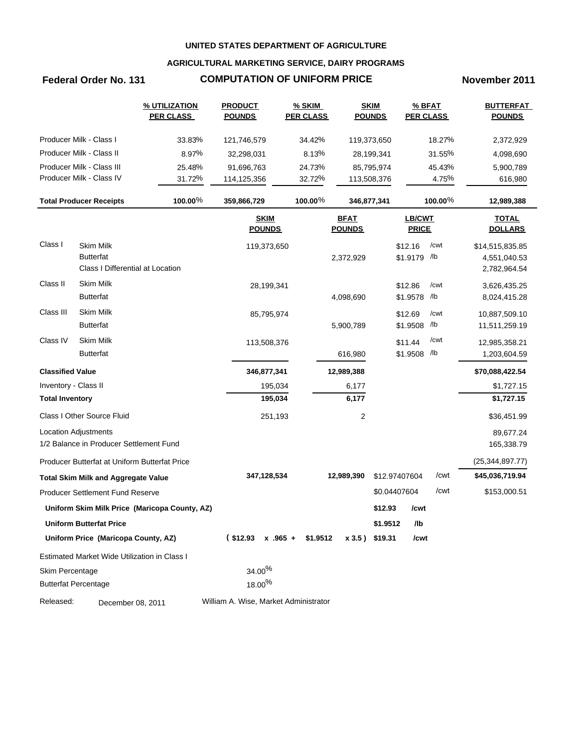**UNITED STATES DEPARTMENT OF AGRICULTURE**

**AGRICULTURAL MARKETING SERVICE, DAIRY PROGRAMS**

**Federal Order No. 131** **COMPUTATION OF UNIFORM PRICE** **November 2011**

| | % UTILIZATION PER CLASS | PRODUCT POUNDS | % SKIM PER CLASS | SKIM POUNDS | % BFAT PER CLASS | BUTTERFAT POUNDS |
|---|---|---|---|---|---|---|
| Producer Milk - Class I | 33.83% | 121,746,579 | 34.42% | 119,373,650 | 18.27% | 2,372,929 |
| Producer Milk - Class II | 8.97% | 32,298,031 | 8.13% | 28,199,341 | 31.55% | 4,098,690 |
| Producer Milk - Class III | 25.48% | 91,696,763 | 24.73% | 85,795,974 | 45.43% | 5,900,789 |
| Producer Milk - Class IV | 31.72% | 114,125,356 | 32.72% | 113,508,376 | 4.75% | 616,980 |
| **Total Producer Receipts** | **100.00%** | **359,866,729** | **100.00%** | **346,877,341** | **100.00%** | **12,989,388** |

| | | SKIM POUNDS | BFAT POUNDS | LB/CWT PRICE | | TOTAL DOLLARS |
|---|---|---|---|---|---|---|
| Class I | Skim Milk | 119,373,650 | | $12.16 | /cwt | $14,515,835.85 |
| | Butterfat | | 2,372,929 | $1.9179 | /lb | 4,551,040.53 |
| | Class I Differential at Location | | | | | 2,782,964.54 |
| Class II | Skim Milk | 28,199,341 | | $12.86 | /cwt | 3,626,435.25 |
| | Butterfat | | 4,098,690 | $1.9578 | /lb | 8,024,415.28 |
| Class III | Skim Milk | 85,795,974 | | $12.69 | /cwt | 10,887,509.10 |
| | Butterfat | | 5,900,789 | $1.9508 | /lb | 11,511,259.19 |
| Class IV | Skim Milk | 113,508,376 | | $11.44 | /cwt | 12,985,358.21 |
| | Butterfat | | 616,980 | $1.9508 | /lb | 1,203,604.59 |
| **Classified Value** | | **346,877,341** | **12,989,388** | | | **$70,088,422.54** |
| Inventory - Class II | | 195,034 | 6,177 | | | $1,727.15 |
| **Total Inventory** | | **195,034** | **6,177** | | | **$1,727.15** |
| Class I Other Source Fluid | | 251,193 | 2 | | | $36,451.99 |
| Location Adjustments | | | | | | 89,677.24 |
| 1/2 Balance in Producer Settlement Fund | | | | | | 165,338.79 |
| Producer Butterfat at Uniform Butterfat Price | | | | | | (25,344,897.77) |
| **Total Skim Milk and Aggregate Value** | | **347,128,534** | **12,989,390** | $12.97407604 | /cwt | **$45,036,719.94** |
| Producer Settlement Fund Reserve | | | | $0.04407604 | /cwt | $153,000.51 |
| **Uniform Skim Milk Price (Maricopa County, AZ)** | | | | **$12.93** | **/cwt** | |
| **Uniform Butterfat Price** | | | | **$1.9512** | **/lb** | |
| **Uniform Price (Maricopa County, AZ)** | | **( $12.93 x .965 +** | **$1.9512 x 3.5 )** | **$19.31** | **/cwt** | |

Estimated Market Wide Utilization in Class I

Skim Percentage 34.00%

Butterfat Percentage 18.00%

Released: December 08, 2011 William A. Wise, Market Administrator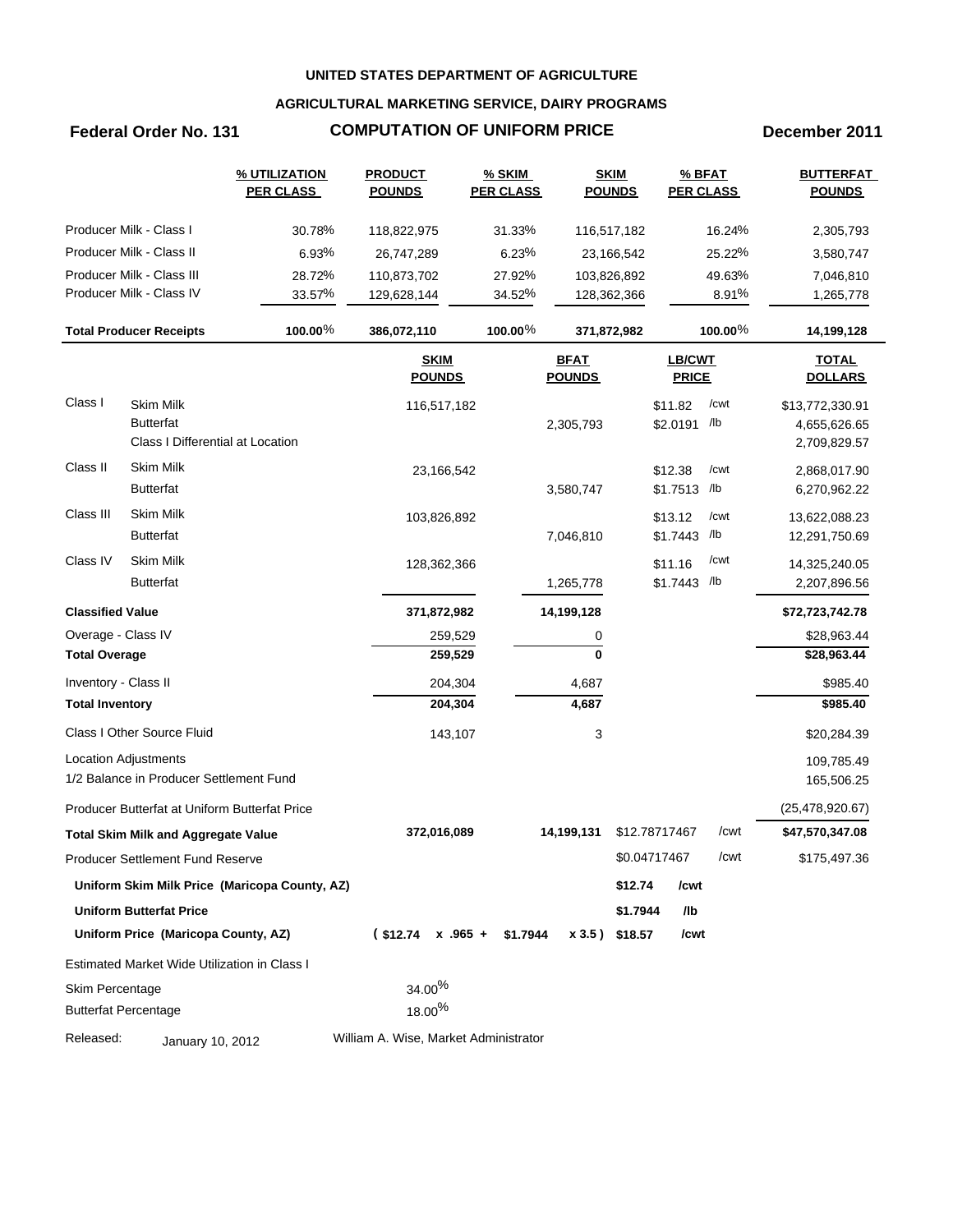**UNITED STATES DEPARTMENT OF AGRICULTURE**

**AGRICULTURAL MARKETING SERVICE, DAIRY PROGRAMS**

**Federal Order No. 131** **COMPUTATION OF UNIFORM PRICE** **December 2011**

| | % UTILIZATION PER CLASS | PRODUCT POUNDS | % SKIM PER CLASS | SKIM POUNDS | % BFAT PER CLASS | BUTTERFAT POUNDS |
|---|---|---|---|---|---|---|
| Producer Milk - Class I | 30.78% | 118,822,975 | 31.33% | 116,517,182 | 16.24% | 2,305,793 |
| Producer Milk - Class II | 6.93% | 26,747,289 | 6.23% | 23,166,542 | 25.22% | 3,580,747 |
| Producer Milk - Class III | 28.72% | 110,873,702 | 27.92% | 103,826,892 | 49.63% | 7,046,810 |
| Producer Milk - Class IV | 33.57% | 129,628,144 | 34.52% | 128,362,366 | 8.91% | 1,265,778 |
| **Total Producer Receipts** | **100.00%** | **386,072,110** | **100.00%** | **371,872,982** | **100.00%** | **14,199,128** |

| | | SKIM POUNDS | BFAT POUNDS | LB/CWT PRICE | | TOTAL DOLLARS |
|---|---|---|---|---|---|---|
| Class I | Skim Milk | 116,517,182 | | $11.82 | /cwt | $13,772,330.91 |
| | Butterfat | | 2,305,793 | $2.0191 | /lb | 4,655,626.65 |
| | Class I Differential at Location | | | | | 2,709,829.57 |
| Class II | Skim Milk | 23,166,542 | | $12.38 | /cwt | 2,868,017.90 |
| | Butterfat | | 3,580,747 | $1.7513 | /lb | 6,270,962.22 |
| Class III | Skim Milk | 103,826,892 | | $13.12 | /cwt | 13,622,088.23 |
| | Butterfat | | 7,046,810 | $1.7443 | /lb | 12,291,750.69 |
| Class IV | Skim Milk | 128,362,366 | | $11.16 | /cwt | 14,325,240.05 |
| | Butterfat | | 1,265,778 | $1.7443 | /lb | 2,207,896.56 |
| **Classified Value** | | **371,872,982** | **14,199,128** | | | **$72,723,742.78** |
| Overage - Class IV | | 259,529 | 0 | | | $28,963.44 |
| **Total Overage** | | **259,529** | **0** | | | **$28,963.44** |
| Inventory - Class II | | 204,304 | 4,687 | | | $985.40 |
| **Total Inventory** | | **204,304** | **4,687** | | | **$985.40** |
| Class I Other Source Fluid | | 143,107 | 3 | | | $20,284.39 |
| Location Adjustments | | | | | | 109,785.49 |
| 1/2 Balance in Producer Settlement Fund | | | | | | 165,506.25 |
| Producer Butterfat at Uniform Butterfat Price | | | | | | (25,478,920.67) |
| **Total Skim Milk and Aggregate Value** | | **372,016,089** | **14,199,131** | $12.78717467 | /cwt | **$47,570,347.08** |
| Producer Settlement Fund Reserve | | | | $0.04717467 | /cwt | $175,497.36 |
| **Uniform Skim Milk Price (Maricopa County, AZ)** | | | | **$12.74** | **/cwt** | |
| **Uniform Butterfat Price** | | | | **$1.7944** | **/lb** | |
| **Uniform Price (Maricopa County, AZ)** | | **( $12.74 x .965 +** | **$1.7944 x 3.5 )** | **$18.57** | **/cwt** | |

Estimated Market Wide Utilization in Class I

| | |
|---|---|
| Skim Percentage | 34.00% |
| Butterfat Percentage | 18.00% |

Released: January 10, 2012 William A. Wise, Market Administrator